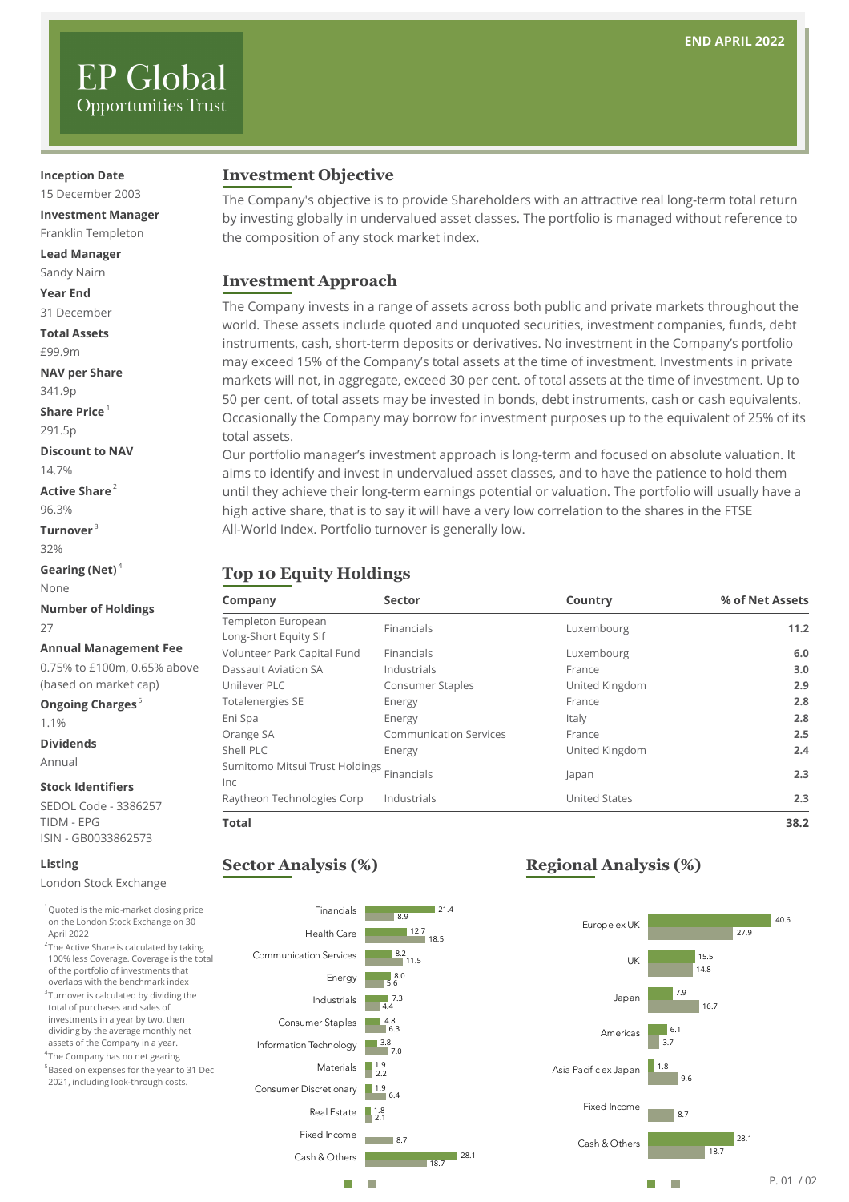# EP Global
## Opportunities Trust

**END APRIL 2022**

**Inception Date**
15 December 2003

**Investment Manager**
Franklin Templeton

**Lead Manager**
Sandy Nairn

**Year End**
31 December

**Total Assets**
£99.9m

**NAV per Share**
341.9p

**Share Price**[1]
291.5p

**Discount to NAV**
14.7%

**Active Share**[2]
96.3%

**Turnover**[3]
32%

**Gearing (Net)**[4]
None

**Number of Holdings**
27

**Annual Management Fee**
0.75% to £100m, 0.65% above (based on market cap)

**Ongoing Charges**[5]
1.1%

**Dividends**
Annual

**Stock Identifiers**
SEDOL Code - 3386257
TIDM - EPG
ISIN - GB0033862573

**Listing**
London Stock Exchange

[1] Quoted is the mid-market closing price on the London Stock Exchange on 30 April 2022

[2] The Active Share is calculated by taking 100% less Coverage. Coverage is the total of the portfolio of investments that overlaps with the benchmark index

[3] Turnover is calculated by dividing the total of purchases and sales of investments in a year by two, then dividing by the average monthly net assets of the Company in a year.

[4] The Company has no net gearing

[5] Based on expenses for the year to 31 Dec 2021, including look-through costs.

## Investment Objective

The Company's objective is to provide Shareholders with an attractive real long-term total return by investing globally in undervalued asset classes. The portfolio is managed without reference to the composition of any stock market index.

## Investment Approach

The Company invests in a range of assets across both public and private markets throughout the world. These assets include quoted and unquoted securities, investment companies, funds, debt instruments, cash, short-term deposits or derivatives. No investment in the Company's portfolio may exceed 15% of the Company's total assets at the time of investment. Investments in private markets will not, in aggregate, exceed 30 per cent. of total assets at the time of investment. Up to 50 per cent. of total assets may be invested in bonds, debt instruments, cash or cash equivalents. Occasionally the Company may borrow for investment purposes up to the equivalent of 25% of its total assets.

Our portfolio manager's investment approach is long-term and focused on absolute valuation. It aims to identify and invest in undervalued asset classes, and to have the patience to hold them until they achieve their long-term earnings potential or valuation. The portfolio will usually have a high active share, that is to say it will have a very low correlation to the shares in the FTSE All-World Index. Portfolio turnover is generally low.

## Top 10 Equity Holdings

| Company | Sector | Country | % of Net Assets |
|---|---|---|---|
| Templeton European Long-Short Equity Sif | Financials | Luxembourg | **11.2** |
| Volunteer Park Capital Fund | Financials | Luxembourg | **6.0** |
| Dassault Aviation SA | Industrials | France | **3.0** |
| Unilever PLC | Consumer Staples | United Kingdom | **2.9** |
| Totalenergies SE | Energy | France | **2.8** |
| Eni Spa | Energy | Italy | **2.8** |
| Orange SA | Communication Services | France | **2.5** |
| Shell PLC | Energy | United Kingdom | **2.4** |
| Sumitomo Mitsui Trust Holdings Inc | Financials | Japan | **2.3** |
| Raytheon Technologies Corp | Industrials | United States | **2.3** |
| **Total** | | | **38.2** |

## Sector Analysis (%)

| Sector | Value 1 | Value 2 |
|---|---|---|
| Financials | 21.4 | 8.9 |
| Health Care | 12.7 | 18.5 |
| Communication Services | 8.2 | 11.5 |
| Energy | 8.0 | 5.6 |
| Industrials | 7.3 | 4.4 |
| Consumer Staples | 4.8 | 6.3 |
| Information Technology | 3.8 | 7.0 |
| Materials | 1.9 | 2.2 |
| Consumer Discretionary | 1.9 | 6.4 |
| Real Estate | 1.8 | 2.1 |
| Fixed Income | | 8.7 |
| Cash & Others | 28.1 | 18.7 |

## Regional Analysis (%)

| Region | Value 1 | Value 2 |
|---|---|---|
| Europe ex UK | 40.6 | 27.9 |
| UK | 15.5 | 14.8 |
| Japan | 7.9 | 16.7 |
| Americas | 6.1 | 3.7 |
| Asia Pacific ex Japan | 1.8 | 9.6 |
| Fixed Income | | 8.7 |
| Cash & Others | 28.1 | 18.7 |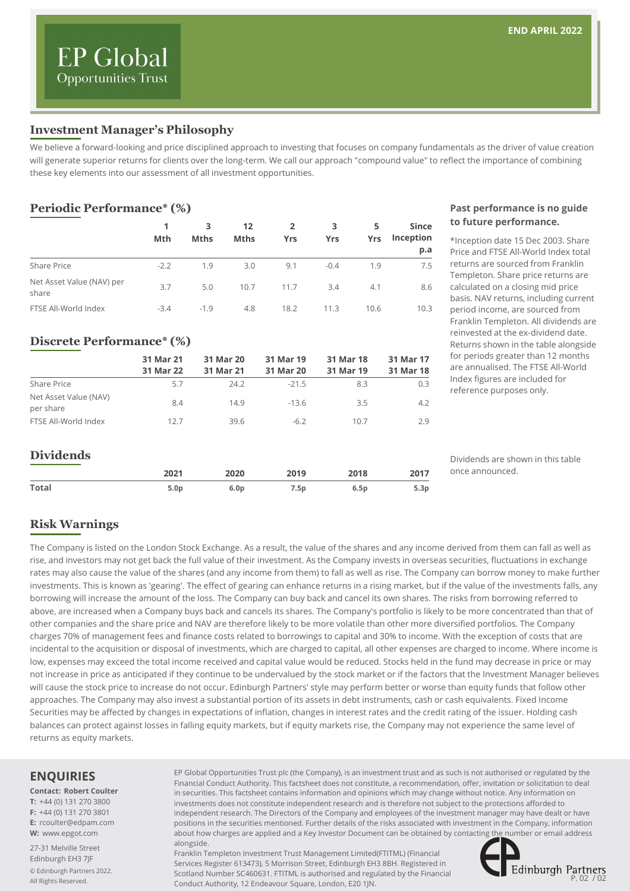# EP Global
Opportunities Trust

END APRIL 2022

## Investment Manager's Philosophy

We believe a forward-looking and price disciplined approach to investing that focuses on company fundamentals as the driver of value creation will generate superior returns for clients over the long-term. We call our approach "compound value" to reflect the importance of combining these key elements into our assessment of all investment opportunities.

## Periodic Performance* (%)

| | 1 Mth | 3 Mths | 12 Mths | 2 Yrs | 3 Yrs | 5 Yrs | Since Inception p.a |
|---|---|---|---|---|---|---|---|
| Share Price | -2.2 | 1.9 | 3.0 | 9.1 | -0.4 | 1.9 | 7.5 |
| Net Asset Value (NAV) per share | 3.7 | 5.0 | 10.7 | 11.7 | 3.4 | 4.1 | 8.6 |
| FTSE All-World Index | -3.4 | -1.9 | 4.8 | 18.2 | 11.3 | 10.6 | 10.3 |

**Past performance is no guide to future performance.**

*Inception date 15 Dec 2003. Share Price and FTSE All-World Index total returns are sourced from Franklin Templeton. Share price returns are calculated on a closing mid price basis. NAV returns, including current period income, are sourced from Franklin Templeton. All dividends are reinvested at the ex-dividend date. Returns shown in the table alongside for periods greater than 12 months are annualised. The FTSE All-World Index figures are included for reference purposes only.

## Discrete Performance* (%)

| | 31 Mar 21 31 Mar 22 | 31 Mar 20 31 Mar 21 | 31 Mar 19 31 Mar 20 | 31 Mar 18 31 Mar 19 | 31 Mar 17 31 Mar 18 |
|---|---|---|---|---|---|
| Share Price | 5.7 | 24.2 | -21.5 | 8.3 | 0.3 |
| Net Asset Value (NAV) per share | 8.4 | 14.9 | -13.6 | 3.5 | 4.2 |
| FTSE All-World Index | 12.7 | 39.6 | -6.2 | 10.7 | 2.9 |

## Dividends

| | 2021 | 2020 | 2019 | 2018 | 2017 |
|---|---|---|---|---|---|
| **Total** | **5.0p** | **6.0p** | **7.5p** | **6.5p** | **5.3p** |

Dividends are shown in this table once announced.

## Risk Warnings

The Company is listed on the London Stock Exchange. As a result, the value of the shares and any income derived from them can fall as well as rise, and investors may not get back the full value of their investment. As the Company invests in overseas securities, fluctuations in exchange rates may also cause the value of the shares (and any income from them) to fall as well as rise. The Company can borrow money to make further investments. This is known as 'gearing'. The effect of gearing can enhance returns in a rising market, but if the value of the investments falls, any borrowing will increase the amount of the loss. The Company can buy back and cancel its own shares. The risks from borrowing referred to above, are increased when a Company buys back and cancels its shares. The Company's portfolio is likely to be more concentrated than that of other companies and the share price and NAV are therefore likely to be more volatile than other more diversified portfolios. The Company charges 70% of management fees and finance costs related to borrowings to capital and 30% to income. With the exception of costs that are incidental to the acquisition or disposal of investments, which are charged to capital, all other expenses are charged to income. Where income is low, expenses may exceed the total income received and capital value would be reduced. Stocks held in the fund may decrease in price or may not increase in price as anticipated if they continue to be undervalued by the stock market or if the factors that the Investment Manager believes will cause the stock price to increase do not occur. Edinburgh Partners' style may perform better or worse than equity funds that follow other approaches. The Company may also invest a substantial portion of its assets in debt instruments, cash or cash equivalents. Fixed Income Securities may be affected by changes in expectations of inflation, changes in interest rates and the credit rating of the issuer. Holding cash balances can protect against losses in falling equity markets, but if equity markets rise, the Company may not experience the same level of returns as equity markets.

## ENQUIRIES

**Contact: Robert Coulter**
**T:** +44 (0) 131 270 3800
**F:** +44 (0) 131 270 3801
**E:** rcoulter@edpam.com
**W:** www.epgot.com

27-31 Melville Street
Edinburgh EH3 7JF

© Edinburgh Partners 2022. All Rights Reserved.

EP Global Opportunities Trust plc (the Company), is an investment trust and as such is not authorised or regulated by the Financial Conduct Authority. This factsheet does not constitute, a recommendation, offer, invitation or solicitation to deal in securities. This factsheet contains information and opinions which may change without notice. Any information on investments does not constitute independent research and is therefore not subject to the protections afforded to independent research. The Directors of the Company and employees of the investment manager may have dealt or have positions in the securities mentioned. Further details of the risks associated with investment in the Company, information about how charges are applied and a Key Investor Document can be obtained by contacting the number or email address alongside.

Franklin Templeton Investment Trust Management Limited(FTITML) (Financial Services Register 613473), 5 Morrison Street, Edinburgh EH3 8BH. Registered in Scotland Number SC460631. FTITML is authorised and regulated by the Financial Conduct Authority, 12 Endeavour Square, London, E20 1JN.

Edinburgh Partners